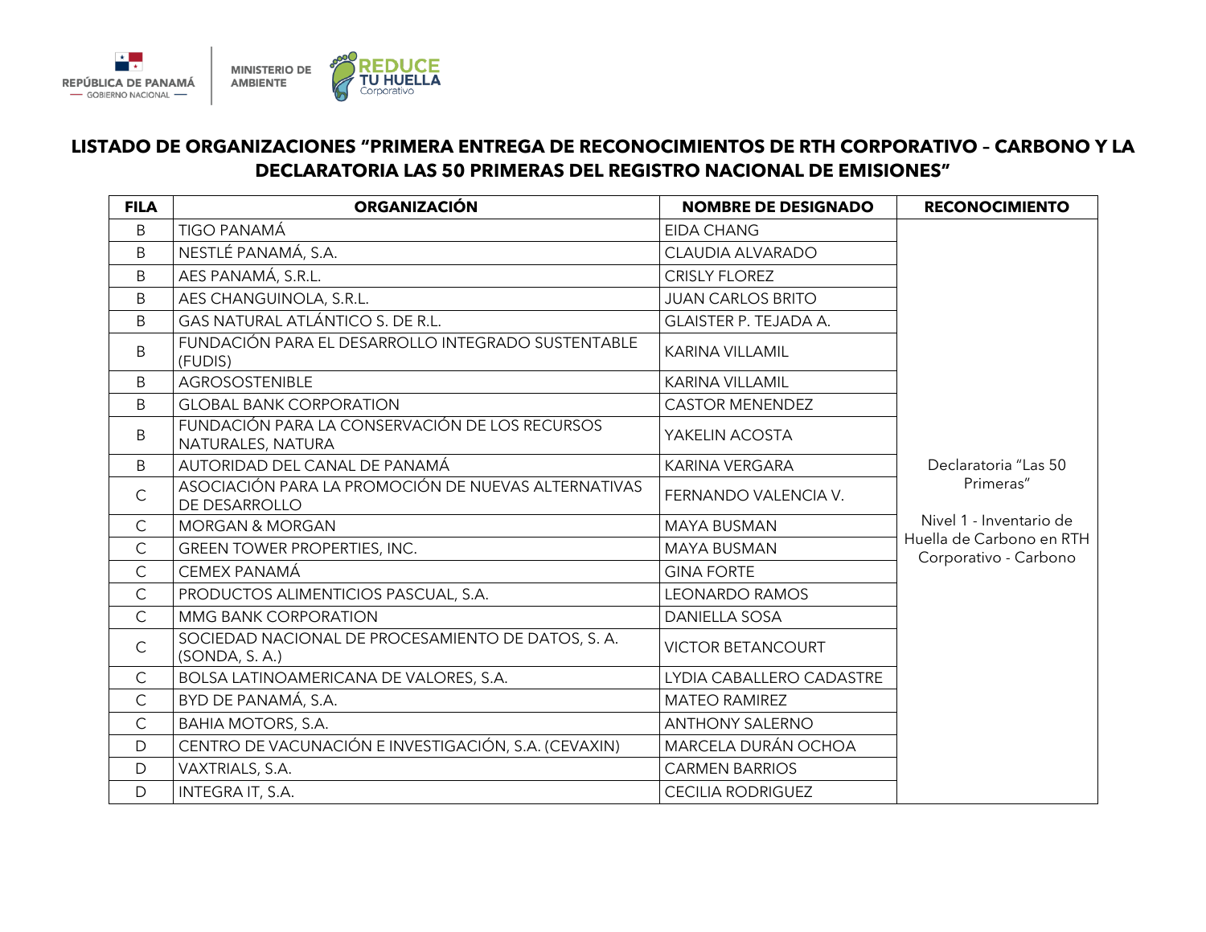REPÚBLICA DE PANAMÁ — GOBIERNO NACIONAL — | MINISTERIO DE AMBIENTE | REDUCE TU HUELLA Corporativo

## LISTADO DE ORGANIZACIONES "PRIMERA ENTREGA DE RECONOCIMIENTOS DE RTH CORPORATIVO – CARBONO Y LA DECLARATORIA LAS 50 PRIMERAS DEL REGISTRO NACIONAL DE EMISIONES"

| FILA | ORGANIZACIÓN | NOMBRE DE DESIGNADO | RECONOCIMIENTO |
|---|---|---|---|
| B | TIGO PANAMÁ | EIDA CHANG | Declaratoria "Las 50 Primeras"<br><br>Nivel 1 - Inventario de Huella de Carbono en RTH Corporativo - Carbono |
| B | NESTLÉ PANAMÁ, S.A. | CLAUDIA ALVARADO | |
| B | AES PANAMÁ, S.R.L. | CRISLY FLOREZ | |
| B | AES CHANGUINOLA, S.R.L. | JUAN CARLOS BRITO | |
| B | GAS NATURAL ATLÁNTICO S. DE R.L. | GLAISTER P. TEJADA A. | |
| B | FUNDACIÓN PARA EL DESARROLLO INTEGRADO SUSTENTABLE (FUDIS) | KARINA VILLAMIL | |
| B | AGROSOSTENIBLE | KARINA VILLAMIL | |
| B | GLOBAL BANK CORPORATION | CASTOR MENENDEZ | |
| B | FUNDACIÓN PARA LA CONSERVACIÓN DE LOS RECURSOS NATURALES, NATURA | YAKELIN ACOSTA | |
| B | AUTORIDAD DEL CANAL DE PANAMÁ | KARINA VERGARA | |
| C | ASOCIACIÓN PARA LA PROMOCIÓN DE NUEVAS ALTERNATIVAS DE DESARROLLO | FERNANDO VALENCIA V. | |
| C | MORGAN & MORGAN | MAYA BUSMAN | |
| C | GREEN TOWER PROPERTIES, INC. | MAYA BUSMAN | |
| C | CEMEX PANAMÁ | GINA FORTE | |
| C | PRODUCTOS ALIMENTICIOS PASCUAL, S.A. | LEONARDO RAMOS | |
| C | MMG BANK CORPORATION | DANIELLA SOSA | |
| C | SOCIEDAD NACIONAL DE PROCESAMIENTO DE DATOS, S. A. (SONDA, S. A.) | VICTOR BETANCOURT | |
| C | BOLSA LATINOAMERICANA DE VALORES, S.A. | LYDIA CABALLERO CADASTRE | |
| C | BYD DE PANAMÁ, S.A. | MATEO RAMIREZ | |
| C | BAHIA MOTORS, S.A. | ANTHONY SALERNO | |
| D | CENTRO DE VACUNACIÓN E INVESTIGACIÓN, S.A. (CEVAXIN) | MARCELA DURÁN OCHOA | |
| D | VAXTRIALS, S.A. | CARMEN BARRIOS | |
| D | INTEGRA IT, S.A. | CECILIA RODRIGUEZ | |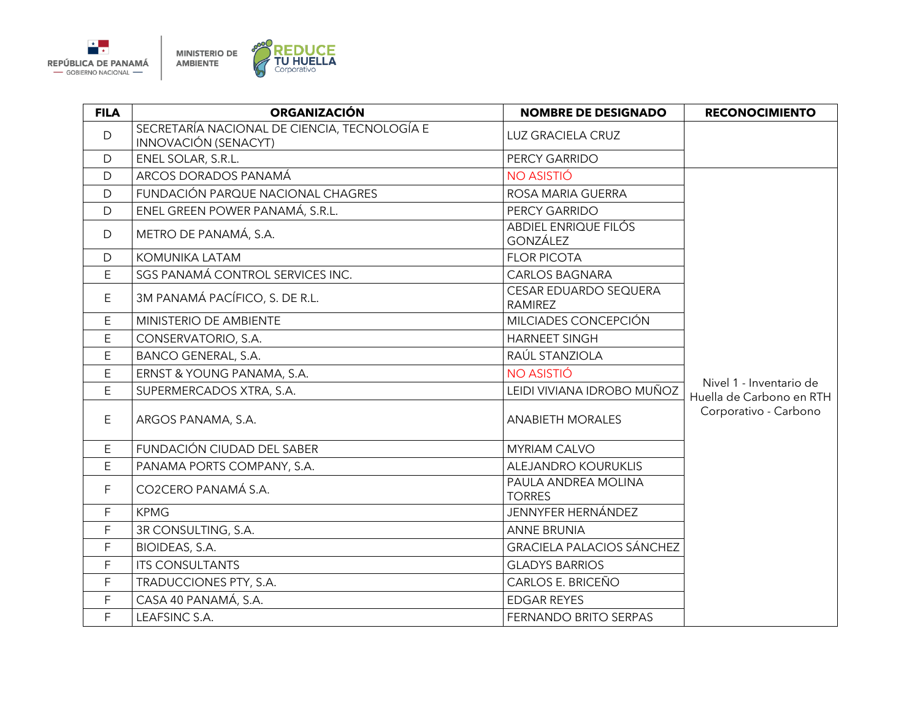| FILA | ORGANIZACIÓN | NOMBRE DE DESIGNADO | RECONOCIMIENTO |
|---|---|---|---|
| D | SECRETARÍA NACIONAL DE CIENCIA, TECNOLOGÍA E INNOVACIÓN (SENACYT) | LUZ GRACIELA CRUZ | |
| D | ENEL SOLAR, S.R.L. | PERCY GARRIDO | |
| D | ARCOS DORADOS PANAMÁ | NO ASISTIÓ | Nivel 1 - Inventario de Huella de Carbono en RTH Corporativo - Carbono |
| D | FUNDACIÓN PARQUE NACIONAL CHAGRES | ROSA MARIA GUERRA | |
| D | ENEL GREEN POWER PANAMÁ, S.R.L. | PERCY GARRIDO | |
| D | METRO DE PANAMÁ, S.A. | ABDIEL ENRIQUE FILÓS GONZÁLEZ | |
| D | KOMUNIKA LATAM | FLOR PICOTA | |
| E | SGS PANAMÁ CONTROL SERVICES INC. | CARLOS BAGNARA | |
| E | 3M PANAMÁ PACÍFICO, S. DE R.L. | CESAR EDUARDO SEQUERA RAMIREZ | |
| E | MINISTERIO DE AMBIENTE | MILCIADES CONCEPCIÓN | |
| E | CONSERVATORIO, S.A. | HARNEET SINGH | |
| E | BANCO GENERAL, S.A. | RAÚL STANZIOLA | |
| E | ERNST & YOUNG PANAMA, S.A. | NO ASISTIÓ | |
| E | SUPERMERCADOS XTRA, S.A. | LEIDI VIVIANA IDROBO MUÑOZ | |
| E | ARGOS PANAMA, S.A. | ANABIETH MORALES | |
| E | FUNDACIÓN CIUDAD DEL SABER | MYRIAM CALVO | |
| E | PANAMA PORTS COMPANY, S.A. | ALEJANDRO KOURUKLIS | |
| F | CO2CERO PANAMÁ S.A. | PAULA ANDREA MOLINA TORRES | |
| F | KPMG | JENNYFER HERNÁNDEZ | |
| F | 3R CONSULTING, S.A. | ANNE BRUNIA | |
| F | BIOIDEAS, S.A. | GRACIELA PALACIOS SÁNCHEZ | |
| F | ITS CONSULTANTS | GLADYS BARRIOS | |
| F | TRADUCCIONES PTY, S.A. | CARLOS E. BRICEÑO | |
| F | CASA 40 PANAMÁ, S.A. | EDGAR REYES | |
| F | LEAFSINC S.A. | FERNANDO BRITO SERPAS | |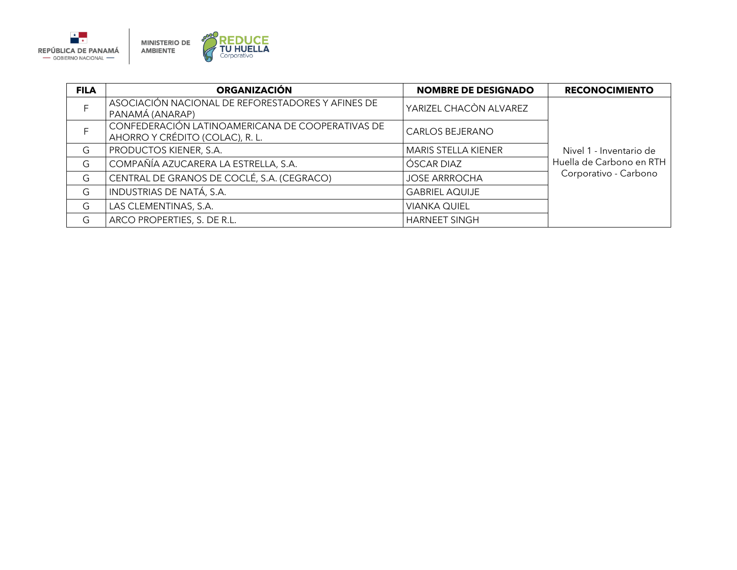| FILA | ORGANIZACIÓN | NOMBRE DE DESIGNADO | RECONOCIMIENTO |
|---|---|---|---|
| F | ASOCIACIÓN NACIONAL DE REFORESTADORES Y AFINES DE PANAMÁ (ANARAP) | YARIZEL CHACÒN ALVAREZ | Nivel 1 - Inventario de Huella de Carbono en RTH Corporativo - Carbono |
| F | CONFEDERACIÓN LATINOAMERICANA DE COOPERATIVAS DE AHORRO Y CRÉDITO (COLAC), R. L. | CARLOS BEJERANO | |
| G | PRODUCTOS KIENER, S.A. | MARIS STELLA KIENER | |
| G | COMPAÑÍA AZUCARERA LA ESTRELLA, S.A. | ÓSCAR DIAZ | |
| G | CENTRAL DE GRANOS DE COCLÉ, S.A. (CEGRACO) | JOSE ARRROCHA | |
| G | INDUSTRIAS DE NATÁ, S.A. | GABRIEL AQUIJE | |
| G | LAS CLEMENTINAS, S.A. | VIANKA QUIEL | |
| G | ARCO PROPERTIES, S. DE R.L. | HARNEET SINGH | |